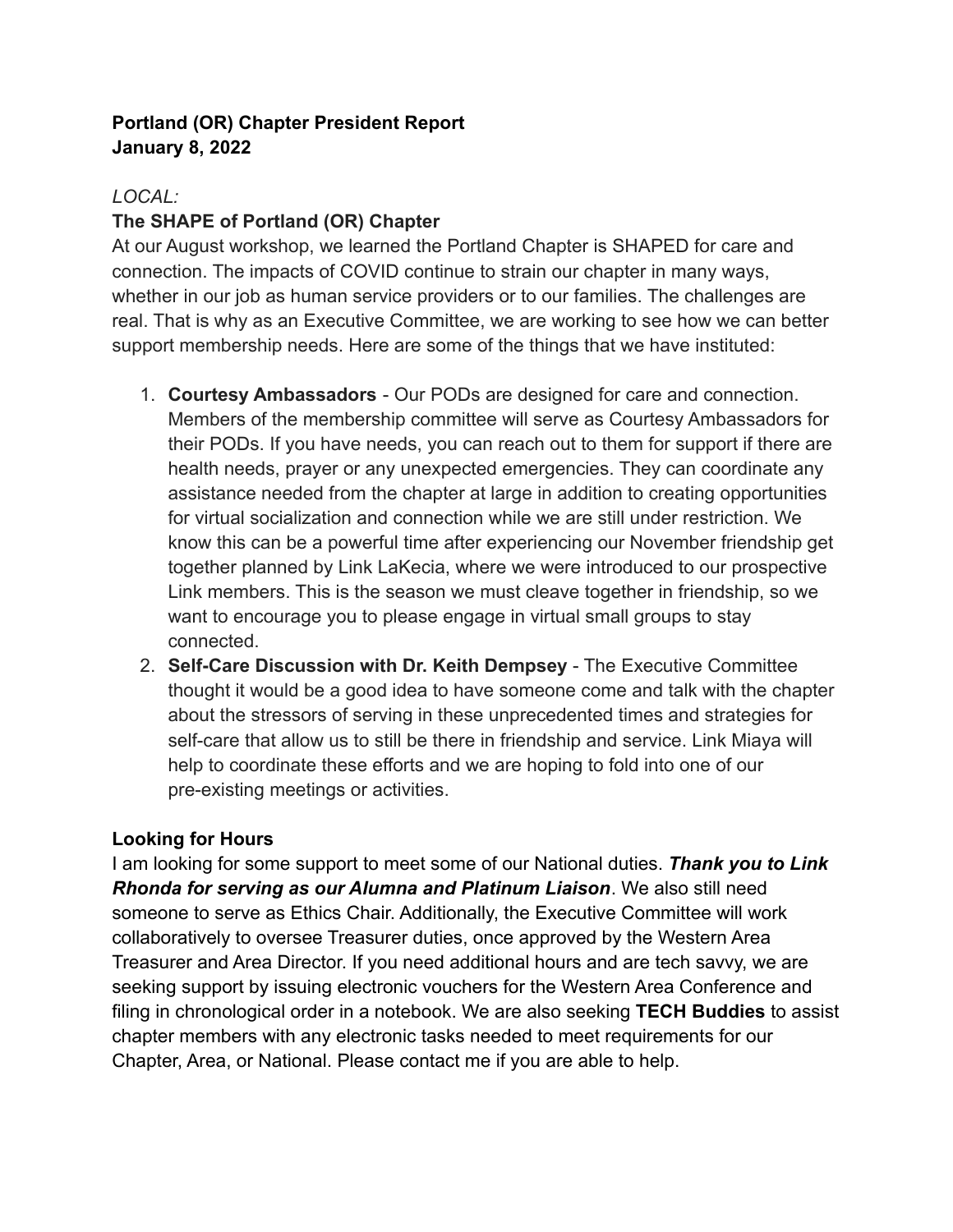**Portland (OR) Chapter President Report**
**January 8, 2022**

*LOCAL:*

**The SHAPE of Portland (OR) Chapter**

At our August workshop, we learned the Portland Chapter is SHAPED for care and connection. The impacts of COVID continue to strain our chapter in many ways, whether in our job as human service providers or to our families. The challenges are real. That is why as an Executive Committee, we are working to see how we can better support membership needs. Here are some of the things that we have instituted:

1. **Courtesy Ambassadors** - Our PODs are designed for care and connection. Members of the membership committee will serve as Courtesy Ambassadors for their PODs. If you have needs, you can reach out to them for support if there are health needs, prayer or any unexpected emergencies. They can coordinate any assistance needed from the chapter at large in addition to creating opportunities for virtual socialization and connection while we are still under restriction. We know this can be a powerful time after experiencing our November friendship get together planned by Link LaKecia, where we were introduced to our prospective Link members. This is the season we must cleave together in friendship, so we want to encourage you to please engage in virtual small groups to stay connected.
2. **Self-Care Discussion with Dr. Keith Dempsey** - The Executive Committee thought it would be a good idea to have someone come and talk with the chapter about the stressors of serving in these unprecedented times and strategies for self-care that allow us to still be there in friendship and service. Link Miaya will help to coordinate these efforts and we are hoping to fold into one of our pre-existing meetings or activities.

**Looking for Hours**

I am looking for some support to meet some of our National duties. ***Thank you to Link Rhonda for serving as our Alumna and Platinum Liaison***. We also still need someone to serve as Ethics Chair. Additionally, the Executive Committee will work collaboratively to oversee Treasurer duties, once approved by the Western Area Treasurer and Area Director. If you need additional hours and are tech savvy, we are seeking support by issuing electronic vouchers for the Western Area Conference and filing in chronological order in a notebook. We are also seeking **TECH Buddies** to assist chapter members with any electronic tasks needed to meet requirements for our Chapter, Area, or National. Please contact me if you are able to help.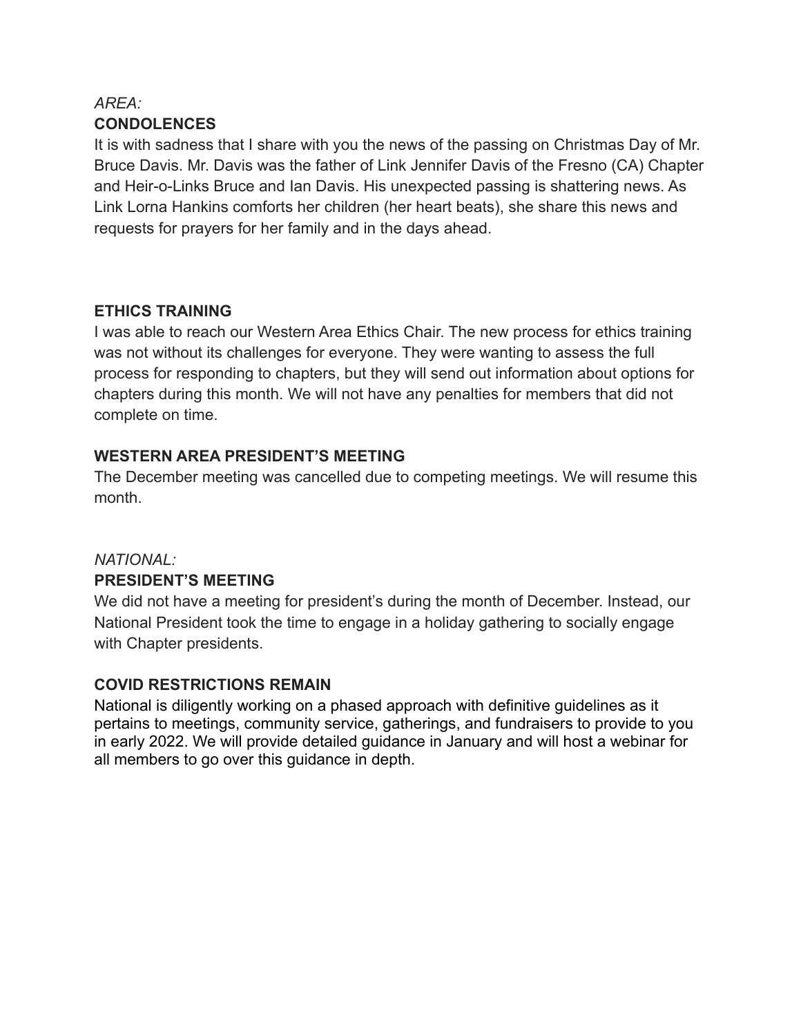*AREA:*

**CONDOLENCES**

It is with sadness that I share with you the news of the passing on Christmas Day of Mr. Bruce Davis. Mr. Davis was the father of Link Jennifer Davis of the Fresno (CA) Chapter and Heir-o-Links Bruce and Ian Davis. His unexpected passing is shattering news. As Link Lorna Hankins comforts her children (her heart beats), she share this news and requests for prayers for her family and in the days ahead.

**ETHICS TRAINING**

I was able to reach our Western Area Ethics Chair. The new process for ethics training was not without its challenges for everyone. They were wanting to assess the full process for responding to chapters, but they will send out information about options for chapters during this month. We will not have any penalties for members that did not complete on time.

**WESTERN AREA PRESIDENT'S MEETING**

The December meeting was cancelled due to competing meetings. We will resume this month.

*NATIONAL:*

**PRESIDENT'S MEETING**

We did not have a meeting for president's during the month of December. Instead, our National President took the time to engage in a holiday gathering to socially engage with Chapter presidents.

**COVID RESTRICTIONS REMAIN**

National is diligently working on a phased approach with definitive guidelines as it pertains to meetings, community service, gatherings, and fundraisers to provide to you in early 2022. We will provide detailed guidance in January and will host a webinar for all members to go over this guidance in depth.